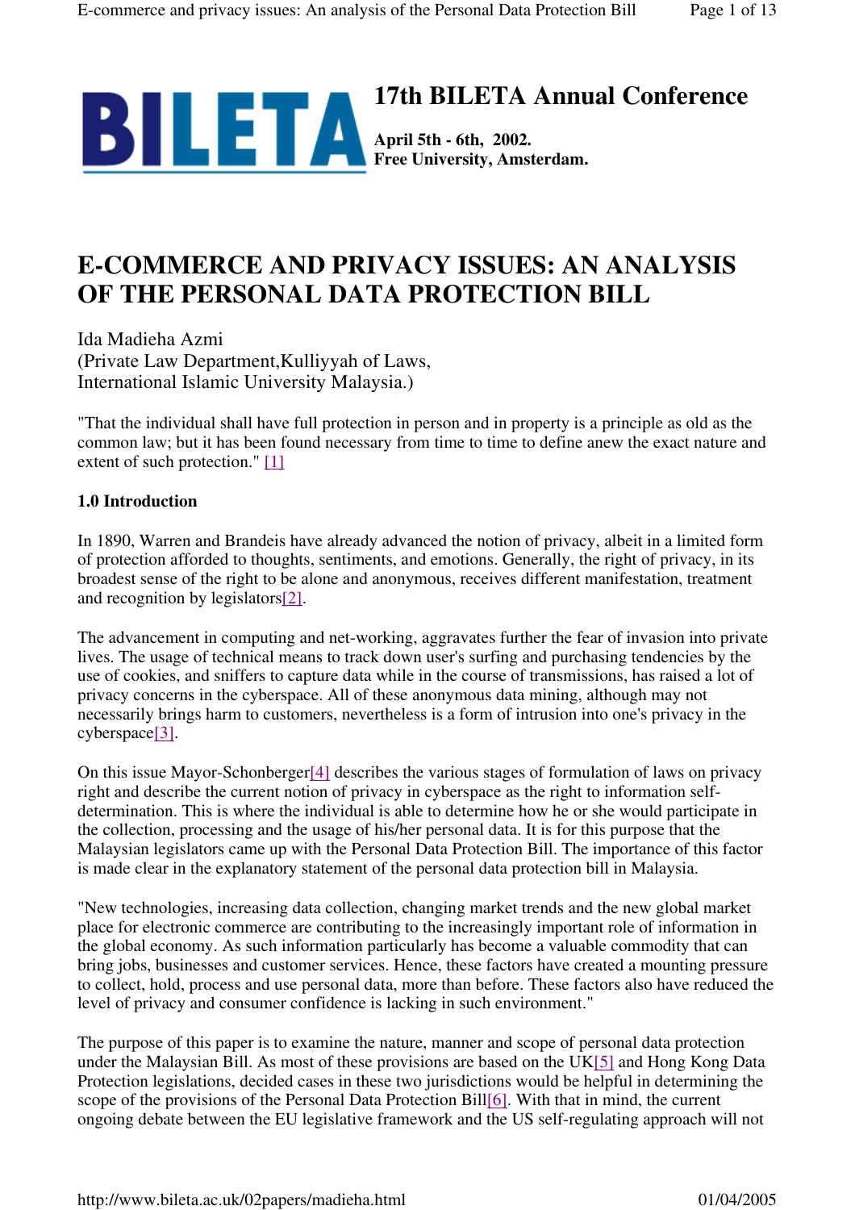# 17th BILETA Annual Conference

**April 5th - 6th, 2002.**
**Free University, Amsterdam.**

# E-COMMERCE AND PRIVACY ISSUES: AN ANALYSIS OF THE PERSONAL DATA PROTECTION BILL

Ida Madieha Azmi
(Private Law Department,Kulliyyah of Laws,
International Islamic University Malaysia.)

"That the individual shall have full protection in person and in property is a principle as old as the common law; but it has been found necessary from time to time to define anew the exact nature and extent of such protection." [1]

### 1.0 Introduction

In 1890, Warren and Brandeis have already advanced the notion of privacy, albeit in a limited form of protection afforded to thoughts, sentiments, and emotions. Generally, the right of privacy, in its broadest sense of the right to be alone and anonymous, receives different manifestation, treatment and recognition by legislators[2].

The advancement in computing and net-working, aggravates further the fear of invasion into private lives. The usage of technical means to track down user's surfing and purchasing tendencies by the use of cookies, and sniffers to capture data while in the course of transmissions, has raised a lot of privacy concerns in the cyberspace. All of these anonymous data mining, although may not necessarily brings harm to customers, nevertheless is a form of intrusion into one's privacy in the cyberspace[3].

On this issue Mayor-Schonberger[4] describes the various stages of formulation of laws on privacy right and describe the current notion of privacy in cyberspace as the right to information self-determination. This is where the individual is able to determine how he or she would participate in the collection, processing and the usage of his/her personal data. It is for this purpose that the Malaysian legislators came up with the Personal Data Protection Bill. The importance of this factor is made clear in the explanatory statement of the personal data protection bill in Malaysia.

"New technologies, increasing data collection, changing market trends and the new global market place for electronic commerce are contributing to the increasingly important role of information in the global economy. As such information particularly has become a valuable commodity that can bring jobs, businesses and customer services. Hence, these factors have created a mounting pressure to collect, hold, process and use personal data, more than before. These factors also have reduced the level of privacy and consumer confidence is lacking in such environment."

The purpose of this paper is to examine the nature, manner and scope of personal data protection under the Malaysian Bill. As most of these provisions are based on the UK[5] and Hong Kong Data Protection legislations, decided cases in these two jurisdictions would be helpful in determining the scope of the provisions of the Personal Data Protection Bill[6]. With that in mind, the current ongoing debate between the EU legislative framework and the US self-regulating approach will not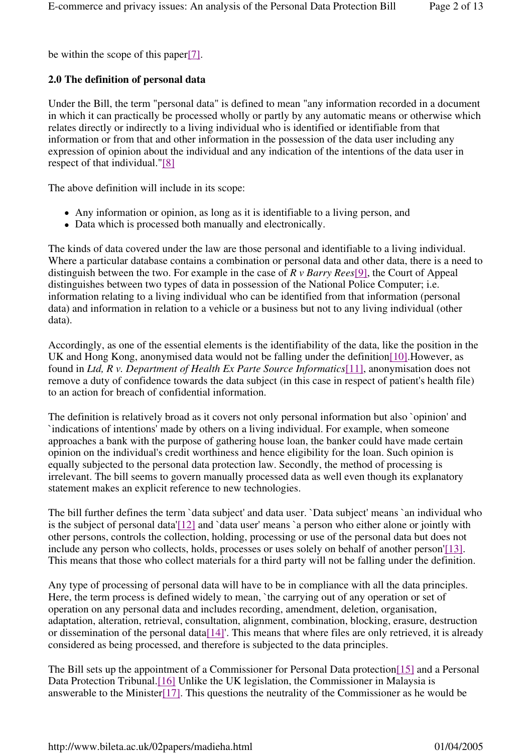be within the scope of this paper[7].

**2.0 The definition of personal data**

Under the Bill, the term "personal data" is defined to mean "any information recorded in a document in which it can practically be processed wholly or partly by any automatic means or otherwise which relates directly or indirectly to a living individual who is identified or identifiable from that information or from that and other information in the possession of the data user including any expression of opinion about the individual and any indication of the intentions of the data user in respect of that individual."[8]

The above definition will include in its scope:

- Any information or opinion, as long as it is identifiable to a living person, and
- Data which is processed both manually and electronically.

The kinds of data covered under the law are those personal and identifiable to a living individual. Where a particular database contains a combination or personal data and other data, there is a need to distinguish between the two. For example in the case of *R v Barry Rees*[9], the Court of Appeal distinguishes between two types of data in possession of the National Police Computer; i.e. information relating to a living individual who can be identified from that information (personal data) and information in relation to a vehicle or a business but not to any living individual (other data).

Accordingly, as one of the essential elements is the identifiability of the data, like the position in the UK and Hong Kong, anonymised data would not be falling under the definition[10].However, as found in *Ltd, R v. Department of Health Ex Parte Source Informatics*[11], anonymisation does not remove a duty of confidence towards the data subject (in this case in respect of patient's health file) to an action for breach of confidential information.

The definition is relatively broad as it covers not only personal information but also `opinion' and `indications of intentions' made by others on a living individual. For example, when someone approaches a bank with the purpose of gathering house loan, the banker could have made certain opinion on the individual's credit worthiness and hence eligibility for the loan. Such opinion is equally subjected to the personal data protection law. Secondly, the method of processing is irrelevant. The bill seems to govern manually processed data as well even though its explanatory statement makes an explicit reference to new technologies.

The bill further defines the term `data subject' and data user. `Data subject' means `an individual who is the subject of personal data'[12] and `data user' means `a person who either alone or jointly with other persons, controls the collection, holding, processing or use of the personal data but does not include any person who collects, holds, processes or uses solely on behalf of another person'[13]. This means that those who collect materials for a third party will not be falling under the definition.

Any type of processing of personal data will have to be in compliance with all the data principles. Here, the term process is defined widely to mean, `the carrying out of any operation or set of operation on any personal data and includes recording, amendment, deletion, organisation, adaptation, alteration, retrieval, consultation, alignment, combination, blocking, erasure, destruction or dissemination of the personal data[14]'. This means that where files are only retrieved, it is already considered as being processed, and therefore is subjected to the data principles.

The Bill sets up the appointment of a Commissioner for Personal Data protection[15] and a Personal Data Protection Tribunal.[16] Unlike the UK legislation, the Commissioner in Malaysia is answerable to the Minister[17]. This questions the neutrality of the Commissioner as he would be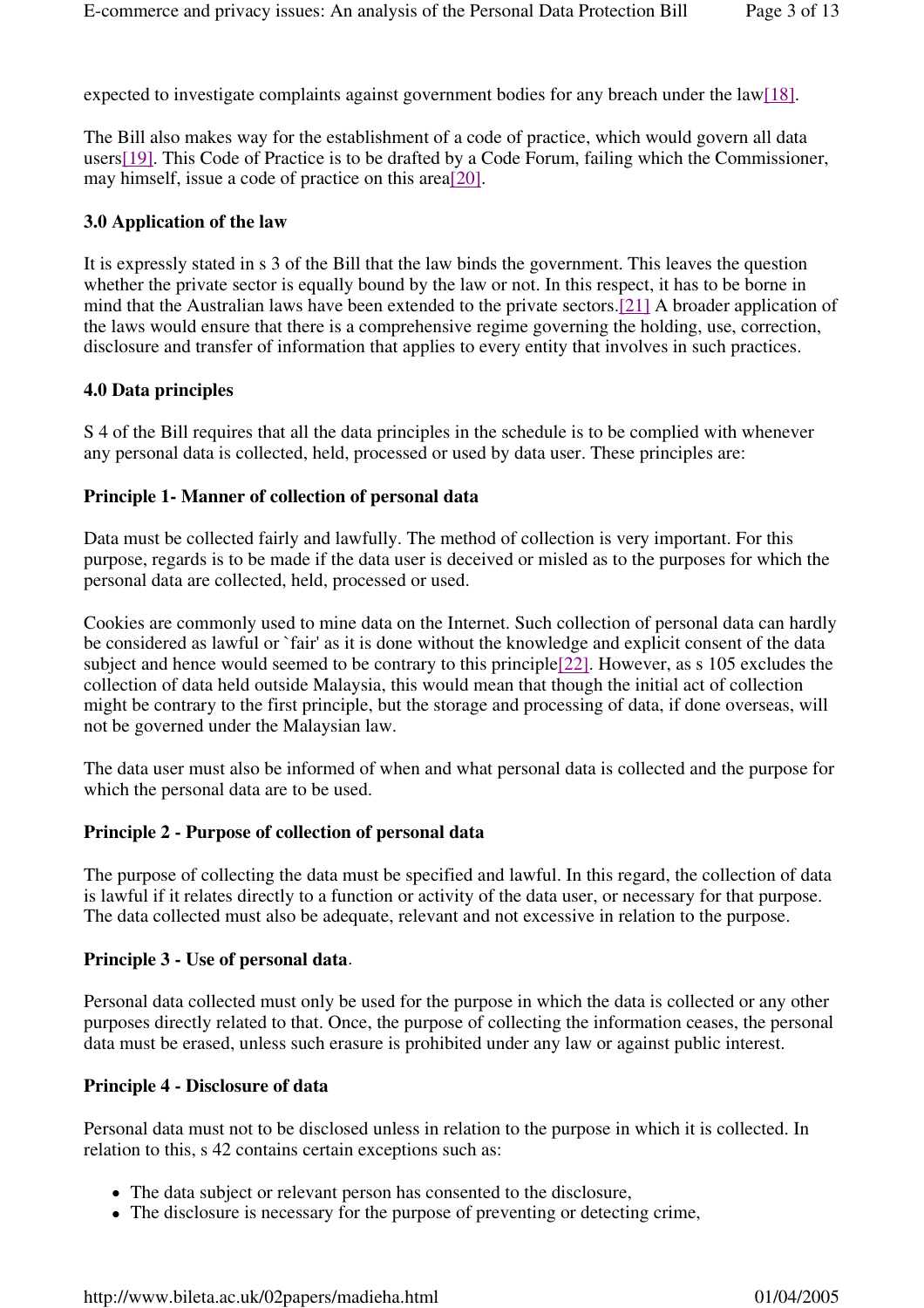expected to investigate complaints against government bodies for any breach under the law[18].

The Bill also makes way for the establishment of a code of practice, which would govern all data users[19]. This Code of Practice is to be drafted by a Code Forum, failing which the Commissioner, may himself, issue a code of practice on this area[20].

### 3.0 Application of the law

It is expressly stated in s 3 of the Bill that the law binds the government. This leaves the question whether the private sector is equally bound by the law or not. In this respect, it has to be borne in mind that the Australian laws have been extended to the private sectors.[21] A broader application of the laws would ensure that there is a comprehensive regime governing the holding, use, correction, disclosure and transfer of information that applies to every entity that involves in such practices.

### 4.0 Data principles

S 4 of the Bill requires that all the data principles in the schedule is to be complied with whenever any personal data is collected, held, processed or used by data user. These principles are:

**Principle 1- Manner of collection of personal data**

Data must be collected fairly and lawfully. The method of collection is very important. For this purpose, regards is to be made if the data user is deceived or misled as to the purposes for which the personal data are collected, held, processed or used.

Cookies are commonly used to mine data on the Internet. Such collection of personal data can hardly be considered as lawful or `fair' as it is done without the knowledge and explicit consent of the data subject and hence would seemed to be contrary to this principle[22]. However, as s 105 excludes the collection of data held outside Malaysia, this would mean that though the initial act of collection might be contrary to the first principle, but the storage and processing of data, if done overseas, will not be governed under the Malaysian law.

The data user must also be informed of when and what personal data is collected and the purpose for which the personal data are to be used.

**Principle 2 - Purpose of collection of personal data**

The purpose of collecting the data must be specified and lawful. In this regard, the collection of data is lawful if it relates directly to a function or activity of the data user, or necessary for that purpose. The data collected must also be adequate, relevant and not excessive in relation to the purpose.

**Principle 3 - Use of personal data**.

Personal data collected must only be used for the purpose in which the data is collected or any other purposes directly related to that. Once, the purpose of collecting the information ceases, the personal data must be erased, unless such erasure is prohibited under any law or against public interest.

**Principle 4 - Disclosure of data**

Personal data must not to be disclosed unless in relation to the purpose in which it is collected. In relation to this, s 42 contains certain exceptions such as:

- The data subject or relevant person has consented to the disclosure,
- The disclosure is necessary for the purpose of preventing or detecting crime,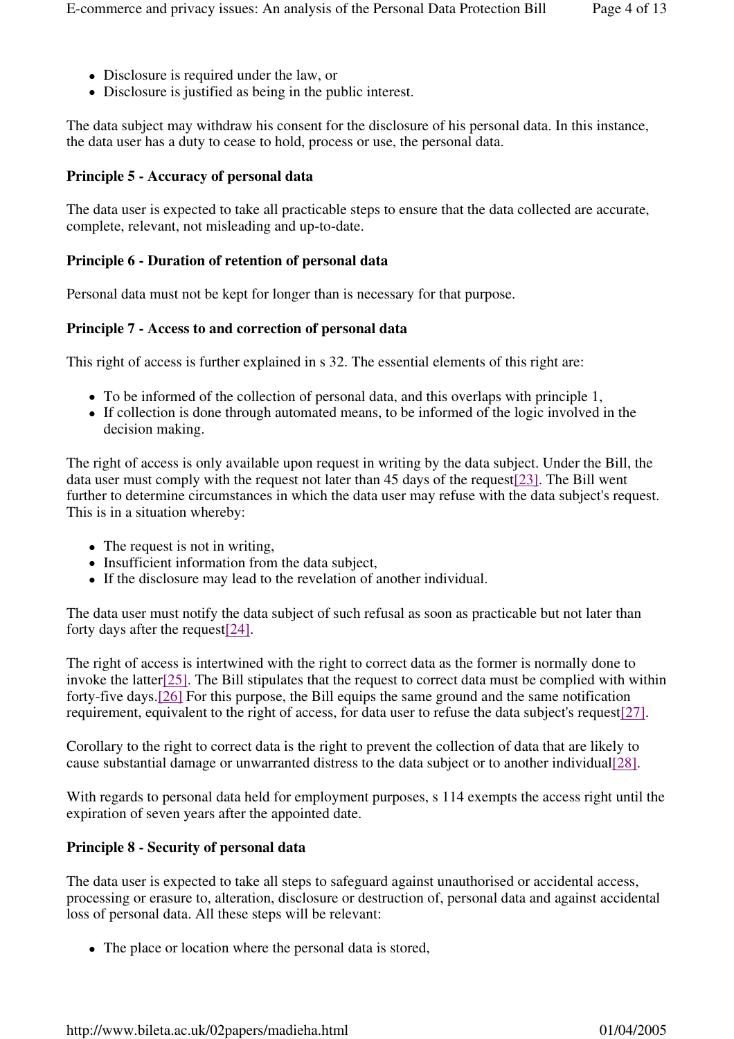- Disclosure is required under the law, or
- Disclosure is justified as being in the public interest.

The data subject may withdraw his consent for the disclosure of his personal data. In this instance, the data user has a duty to cease to hold, process or use, the personal data.

**Principle 5 - Accuracy of personal data**

The data user is expected to take all practicable steps to ensure that the data collected are accurate, complete, relevant, not misleading and up-to-date.

**Principle 6 - Duration of retention of personal data**

Personal data must not be kept for longer than is necessary for that purpose.

**Principle 7 - Access to and correction of personal data**

This right of access is further explained in s 32. The essential elements of this right are:

- To be informed of the collection of personal data, and this overlaps with principle 1,
- If collection is done through automated means, to be informed of the logic involved in the decision making.

The right of access is only available upon request in writing by the data subject. Under the Bill, the data user must comply with the request not later than 45 days of the request[23]. The Bill went further to determine circumstances in which the data user may refuse with the data subject's request. This is in a situation whereby:

- The request is not in writing,
- Insufficient information from the data subject,
- If the disclosure may lead to the revelation of another individual.

The data user must notify the data subject of such refusal as soon as practicable but not later than forty days after the request[24].

The right of access is intertwined with the right to correct data as the former is normally done to invoke the latter[25]. The Bill stipulates that the request to correct data must be complied with within forty-five days.[26] For this purpose, the Bill equips the same ground and the same notification requirement, equivalent to the right of access, for data user to refuse the data subject's request[27].

Corollary to the right to correct data is the right to prevent the collection of data that are likely to cause substantial damage or unwarranted distress to the data subject or to another individual[28].

With regards to personal data held for employment purposes, s 114 exempts the access right until the expiration of seven years after the appointed date.

**Principle 8 - Security of personal data**

The data user is expected to take all steps to safeguard against unauthorised or accidental access, processing or erasure to, alteration, disclosure or destruction of, personal data and against accidental loss of personal data. All these steps will be relevant:

- The place or location where the personal data is stored,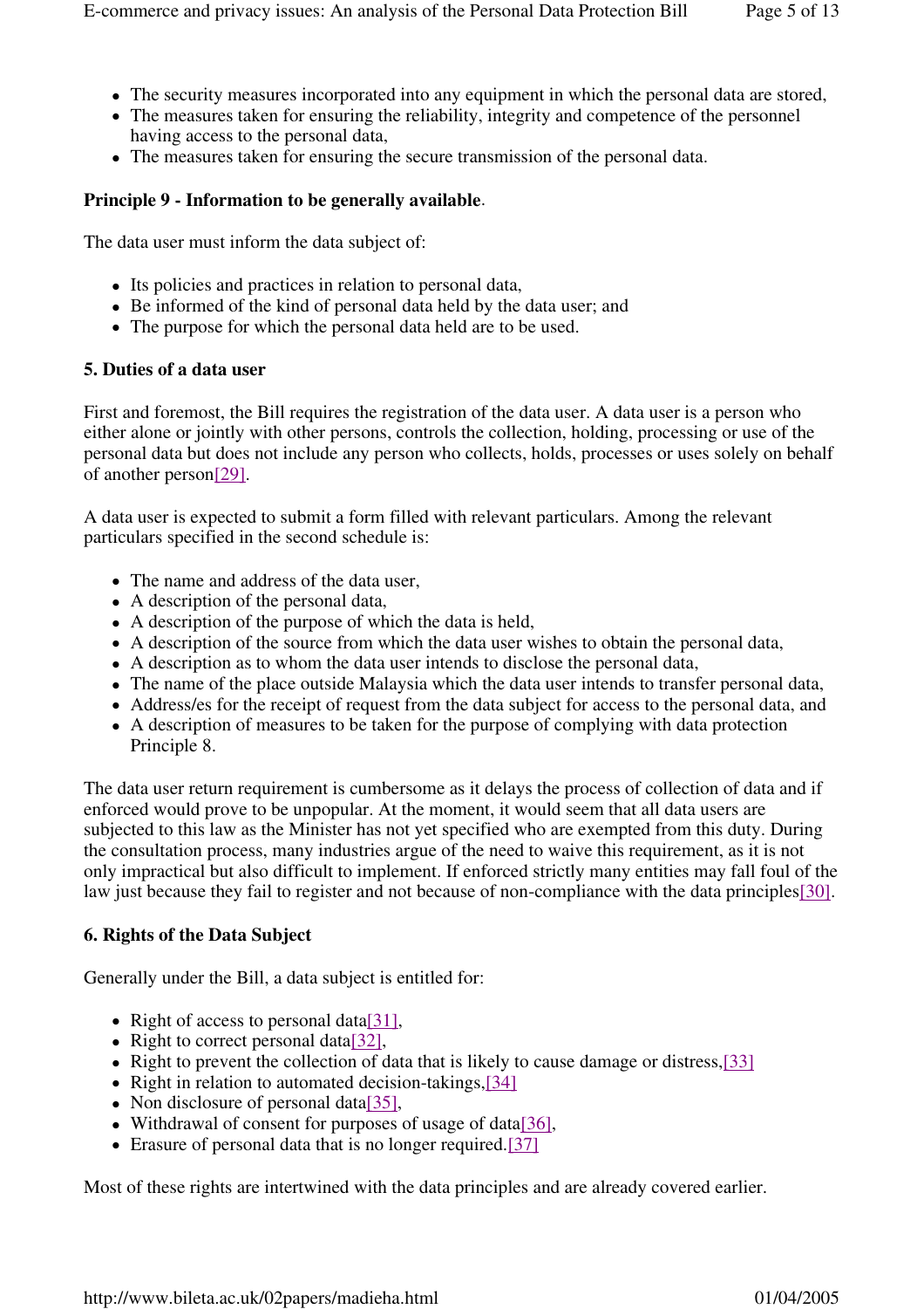- The security measures incorporated into any equipment in which the personal data are stored,
- The measures taken for ensuring the reliability, integrity and competence of the personnel having access to the personal data,
- The measures taken for ensuring the secure transmission of the personal data.

**Principle 9 - Information to be generally available**.

The data user must inform the data subject of:

- Its policies and practices in relation to personal data,
- Be informed of the kind of personal data held by the data user; and
- The purpose for which the personal data held are to be used.

### 5. Duties of a data user

First and foremost, the Bill requires the registration of the data user. A data user is a person who either alone or jointly with other persons, controls the collection, holding, processing or use of the personal data but does not include any person who collects, holds, processes or uses solely on behalf of another person[29].

A data user is expected to submit a form filled with relevant particulars. Among the relevant particulars specified in the second schedule is:

- The name and address of the data user,
- A description of the personal data,
- A description of the purpose of which the data is held,
- A description of the source from which the data user wishes to obtain the personal data,
- A description as to whom the data user intends to disclose the personal data,
- The name of the place outside Malaysia which the data user intends to transfer personal data,
- Address/es for the receipt of request from the data subject for access to the personal data, and
- A description of measures to be taken for the purpose of complying with data protection Principle 8.

The data user return requirement is cumbersome as it delays the process of collection of data and if enforced would prove to be unpopular. At the moment, it would seem that all data users are subjected to this law as the Minister has not yet specified who are exempted from this duty. During the consultation process, many industries argue of the need to waive this requirement, as it is not only impractical but also difficult to implement. If enforced strictly many entities may fall foul of the law just because they fail to register and not because of non-compliance with the data principles[30].

### 6. Rights of the Data Subject

Generally under the Bill, a data subject is entitled for:

- Right of access to personal data[31],
- Right to correct personal data[32],
- Right to prevent the collection of data that is likely to cause damage or distress,[33]
- Right in relation to automated decision-takings,[34]
- Non disclosure of personal data[35],
- Withdrawal of consent for purposes of usage of data[36],
- Erasure of personal data that is no longer required.[37]

Most of these rights are intertwined with the data principles and are already covered earlier.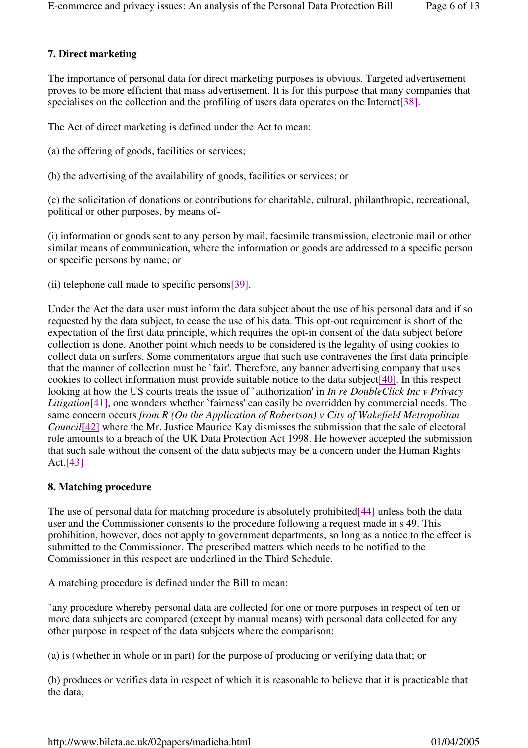### 7. Direct marketing

The importance of personal data for direct marketing purposes is obvious. Targeted advertisement proves to be more efficient that mass advertisement. It is for this purpose that many companies that specialises on the collection and the profiling of users data operates on the Internet[38].

The Act of direct marketing is defined under the Act to mean:

(a) the offering of goods, facilities or services;

(b) the advertising of the availability of goods, facilities or services; or

(c) the solicitation of donations or contributions for charitable, cultural, philanthropic, recreational, political or other purposes, by means of-

(i) information or goods sent to any person by mail, facsimile transmission, electronic mail or other similar means of communication, where the information or goods are addressed to a specific person or specific persons by name; or

(ii) telephone call made to specific persons[39].

Under the Act the data user must inform the data subject about the use of his personal data and if so requested by the data subject, to cease the use of his data. This opt-out requirement is short of the expectation of the first data principle, which requires the opt-in consent of the data subject before collection is done. Another point which needs to be considered is the legality of using cookies to collect data on surfers. Some commentators argue that such use contravenes the first data principle that the manner of collection must be `fair'. Therefore, any banner advertising company that uses cookies to collect information must provide suitable notice to the data subject[40]. In this respect looking at how the US courts treats the issue of `authorization' in *In re DoubleClick Inc v Privacy Litigation*[41], one wonders whether `fairness' can easily be overridden by commercial needs. The same concern occurs *from R (On the Application of Robertson) v City of Wakefield Metropolitan Council*[42] where the Mr. Justice Maurice Kay dismisses the submission that the sale of electoral role amounts to a breach of the UK Data Protection Act 1998. He however accepted the submission that such sale without the consent of the data subjects may be a concern under the Human Rights Act.[43]

### 8. Matching procedure

The use of personal data for matching procedure is absolutely prohibited[44] unless both the data user and the Commissioner consents to the procedure following a request made in s 49. This prohibition, however, does not apply to government departments, so long as a notice to the effect is submitted to the Commissioner. The prescribed matters which needs to be notified to the Commissioner in this respect are underlined in the Third Schedule.

A matching procedure is defined under the Bill to mean:

"any procedure whereby personal data are collected for one or more purposes in respect of ten or more data subjects are compared (except by manual means) with personal data collected for any other purpose in respect of the data subjects where the comparison:

(a) is (whether in whole or in part) for the purpose of producing or verifying data that; or

(b) produces or verifies data in respect of which it is reasonable to believe that it is practicable that the data,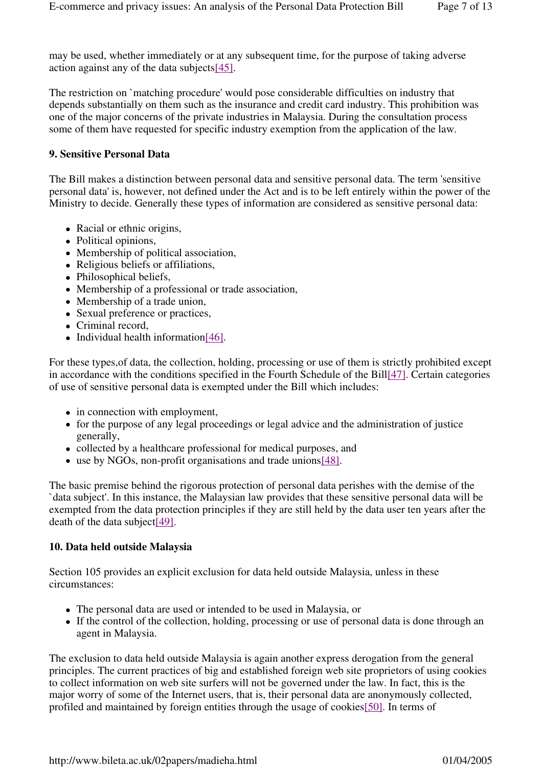may be used, whether immediately or at any subsequent time, for the purpose of taking adverse action against any of the data subjects[45].

The restriction on `matching procedure' would pose considerable difficulties on industry that depends substantially on them such as the insurance and credit card industry. This prohibition was one of the major concerns of the private industries in Malaysia. During the consultation process some of them have requested for specific industry exemption from the application of the law.

### 9. Sensitive Personal Data

The Bill makes a distinction between personal data and sensitive personal data. The term 'sensitive personal data' is, however, not defined under the Act and is to be left entirely within the power of the Ministry to decide. Generally these types of information are considered as sensitive personal data:

- Racial or ethnic origins,
- Political opinions,
- Membership of political association,
- Religious beliefs or affiliations,
- Philosophical beliefs,
- Membership of a professional or trade association,
- Membership of a trade union,
- Sexual preference or practices,
- Criminal record,
- Individual health information[46].

For these types,of data, the collection, holding, processing or use of them is strictly prohibited except in accordance with the conditions specified in the Fourth Schedule of the Bill[47]. Certain categories of use of sensitive personal data is exempted under the Bill which includes:

- in connection with employment,
- for the purpose of any legal proceedings or legal advice and the administration of justice generally,
- collected by a healthcare professional for medical purposes, and
- use by NGOs, non-profit organisations and trade unions[48].

The basic premise behind the rigorous protection of personal data perishes with the demise of the `data subject'. In this instance, the Malaysian law provides that these sensitive personal data will be exempted from the data protection principles if they are still held by the data user ten years after the death of the data subject[49].

### 10. Data held outside Malaysia

Section 105 provides an explicit exclusion for data held outside Malaysia, unless in these circumstances:

- The personal data are used or intended to be used in Malaysia, or
- If the control of the collection, holding, processing or use of personal data is done through an agent in Malaysia.

The exclusion to data held outside Malaysia is again another express derogation from the general principles. The current practices of big and established foreign web site proprietors of using cookies to collect information on web site surfers will not be governed under the law. In fact, this is the major worry of some of the Internet users, that is, their personal data are anonymously collected, profiled and maintained by foreign entities through the usage of cookies[50]. In terms of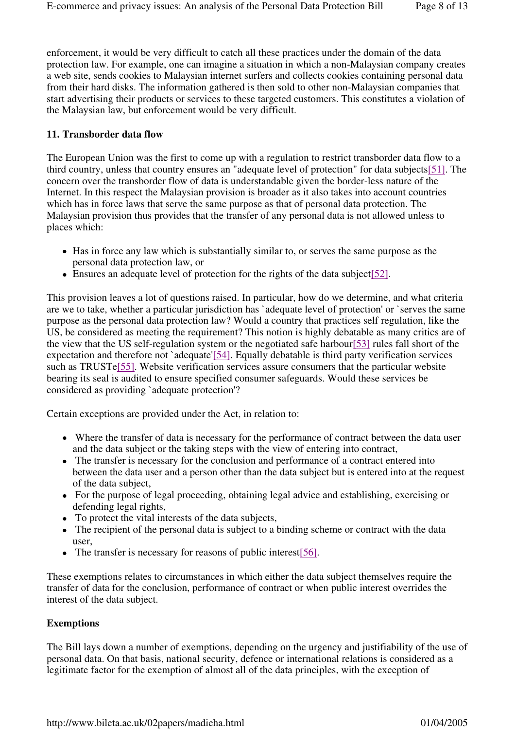enforcement, it would be very difficult to catch all these practices under the domain of the data protection law. For example, one can imagine a situation in which a non-Malaysian company creates a web site, sends cookies to Malaysian internet surfers and collects cookies containing personal data from their hard disks. The information gathered is then sold to other non-Malaysian companies that start advertising their products or services to these targeted customers. This constitutes a violation of the Malaysian law, but enforcement would be very difficult.

### 11. Transborder data flow

The European Union was the first to come up with a regulation to restrict transborder data flow to a third country, unless that country ensures an "adequate level of protection" for data subjects[51]. The concern over the transborder flow of data is understandable given the border-less nature of the Internet. In this respect the Malaysian provision is broader as it also takes into account countries which has in force laws that serve the same purpose as that of personal data protection. The Malaysian provision thus provides that the transfer of any personal data is not allowed unless to places which:

- Has in force any law which is substantially similar to, or serves the same purpose as the personal data protection law, or
- Ensures an adequate level of protection for the rights of the data subject[52].

This provision leaves a lot of questions raised. In particular, how do we determine, and what criteria are we to take, whether a particular jurisdiction has `adequate level of protection' or `serves the same purpose as the personal data protection law? Would a country that practices self regulation, like the US, be considered as meeting the requirement? This notion is highly debatable as many critics are of the view that the US self-regulation system or the negotiated safe harbour[53] rules fall short of the expectation and therefore not `adequate'[54]. Equally debatable is third party verification services such as TRUSTe[55]. Website verification services assure consumers that the particular website bearing its seal is audited to ensure specified consumer safeguards. Would these services be considered as providing `adequate protection'?

Certain exceptions are provided under the Act, in relation to:

- Where the transfer of data is necessary for the performance of contract between the data user and the data subject or the taking steps with the view of entering into contract,
- The transfer is necessary for the conclusion and performance of a contract entered into between the data user and a person other than the data subject but is entered into at the request of the data subject,
- For the purpose of legal proceeding, obtaining legal advice and establishing, exercising or defending legal rights,
- To protect the vital interests of the data subjects,
- The recipient of the personal data is subject to a binding scheme or contract with the data user,
- The transfer is necessary for reasons of public interest[56].

These exemptions relates to circumstances in which either the data subject themselves require the transfer of data for the conclusion, performance of contract or when public interest overrides the interest of the data subject.

### Exemptions

The Bill lays down a number of exemptions, depending on the urgency and justifiability of the use of personal data. On that basis, national security, defence or international relations is considered as a legitimate factor for the exemption of almost all of the data principles, with the exception of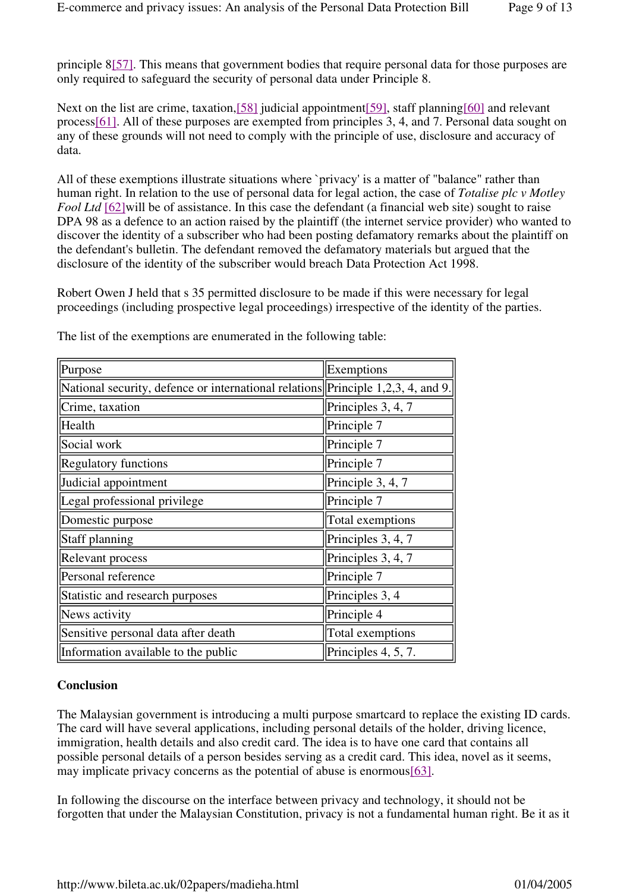principle 8[57]. This means that government bodies that require personal data for those purposes are only required to safeguard the security of personal data under Principle 8.

Next on the list are crime, taxation,[58] judicial appointment[59], staff planning[60] and relevant process[61]. All of these purposes are exempted from principles 3, 4, and 7. Personal data sought on any of these grounds will not need to comply with the principle of use, disclosure and accuracy of data.

All of these exemptions illustrate situations where `privacy' is a matter of "balance" rather than human right. In relation to the use of personal data for legal action, the case of *Totalise plc v Motley Fool Ltd* [62]will be of assistance. In this case the defendant (a financial web site) sought to raise DPA 98 as a defence to an action raised by the plaintiff (the internet service provider) who wanted to discover the identity of a subscriber who had been posting defamatory remarks about the plaintiff on the defendant's bulletin. The defendant removed the defamatory materials but argued that the disclosure of the identity of the subscriber would breach Data Protection Act 1998.

Robert Owen J held that s 35 permitted disclosure to be made if this were necessary for legal proceedings (including prospective legal proceedings) irrespective of the identity of the parties.

The list of the exemptions are enumerated in the following table:

| Purpose | Exemptions |
|---|---|
| National security, defence or international relations | Principle 1,2,3, 4, and 9. |
| Crime, taxation | Principles 3, 4, 7 |
| Health | Principle 7 |
| Social work | Principle 7 |
| Regulatory functions | Principle 7 |
| Judicial appointment | Principle 3, 4, 7 |
| Legal professional privilege | Principle 7 |
| Domestic purpose | Total exemptions |
| Staff planning | Principles 3, 4, 7 |
| Relevant process | Principles 3, 4, 7 |
| Personal reference | Principle 7 |
| Statistic and research purposes | Principles 3, 4 |
| News activity | Principle 4 |
| Sensitive personal data after death | Total exemptions |
| Information available to the public | Principles 4, 5, 7. |

**Conclusion**

The Malaysian government is introducing a multi purpose smartcard to replace the existing ID cards. The card will have several applications, including personal details of the holder, driving licence, immigration, health details and also credit card. The idea is to have one card that contains all possible personal details of a person besides serving as a credit card. This idea, novel as it seems, may implicate privacy concerns as the potential of abuse is enormous[63].

In following the discourse on the interface between privacy and technology, it should not be forgotten that under the Malaysian Constitution, privacy is not a fundamental human right. Be it as it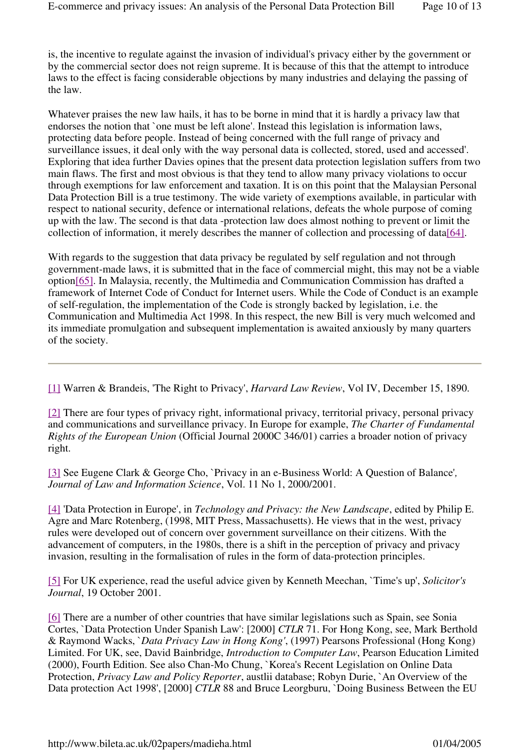is, the incentive to regulate against the invasion of individual's privacy either by the government or by the commercial sector does not reign supreme. It is because of this that the attempt to introduce laws to the effect is facing considerable objections by many industries and delaying the passing of the law.

Whatever praises the new law hails, it has to be borne in mind that it is hardly a privacy law that endorses the notion that `one must be left alone'. Instead this legislation is information laws, protecting data before people. Instead of being concerned with the full range of privacy and surveillance issues, it deal only with the way personal data is collected, stored, used and accessed'. Exploring that idea further Davies opines that the present data protection legislation suffers from two main flaws. The first and most obvious is that they tend to allow many privacy violations to occur through exemptions for law enforcement and taxation. It is on this point that the Malaysian Personal Data Protection Bill is a true testimony. The wide variety of exemptions available, in particular with respect to national security, defence or international relations, defeats the whole purpose of coming up with the law. The second is that data -protection law does almost nothing to prevent or limit the collection of information, it merely describes the manner of collection and processing of data[64].

With regards to the suggestion that data privacy be regulated by self regulation and not through government-made laws, it is submitted that in the face of commercial might, this may not be a viable option[65]. In Malaysia, recently, the Multimedia and Communication Commission has drafted a framework of Internet Code of Conduct for Internet users. While the Code of Conduct is an example of self-regulation, the implementation of the Code is strongly backed by legislation, i.e. the Communication and Multimedia Act 1998. In this respect, the new Bill is very much welcomed and its immediate promulgation and subsequent implementation is awaited anxiously by many quarters of the society.

---

[1] Warren & Brandeis, 'The Right to Privacy', *Harvard Law Review*, Vol IV, December 15, 1890.

[2] There are four types of privacy right, informational privacy, territorial privacy, personal privacy and communications and surveillance privacy. In Europe for example, *The Charter of Fundamental Rights of the European Union* (Official Journal 2000C 346/01) carries a broader notion of privacy right.

[3] See Eugene Clark & George Cho, `Privacy in an e-Business World: A Question of Balance', *Journal of Law and Information Science*, Vol. 11 No 1, 2000/2001.

[4] 'Data Protection in Europe', in *Technology and Privacy: the New Landscape*, edited by Philip E. Agre and Marc Rotenberg, (1998, MIT Press, Massachusetts). He views that in the west, privacy rules were developed out of concern over government surveillance on their citizens. With the advancement of computers, in the 1980s, there is a shift in the perception of privacy and privacy invasion, resulting in the formalisation of rules in the form of data-protection principles.

[5] For UK experience, read the useful advice given by Kenneth Meechan, `Time's up', *Solicitor's Journal*, 19 October 2001.

[6] There are a number of other countries that have similar legislations such as Spain, see Sonia Cortes, `Data Protection Under Spanish Law': [2000] *CTLR* 71. For Hong Kong, see, Mark Berthold & Raymond Wacks, `*Data Privacy Law in Hong Kong'*, (1997) Pearsons Professional (Hong Kong) Limited. For UK, see, David Bainbridge, *Introduction to Computer Law*, Pearson Education Limited (2000), Fourth Edition. See also Chan-Mo Chung, `Korea's Recent Legislation on Online Data Protection, *Privacy Law and Policy Reporter*, austlii database; Robyn Durie, `An Overview of the Data protection Act 1998', [2000] *CTLR* 88 and Bruce Leorgburu, `Doing Business Between the EU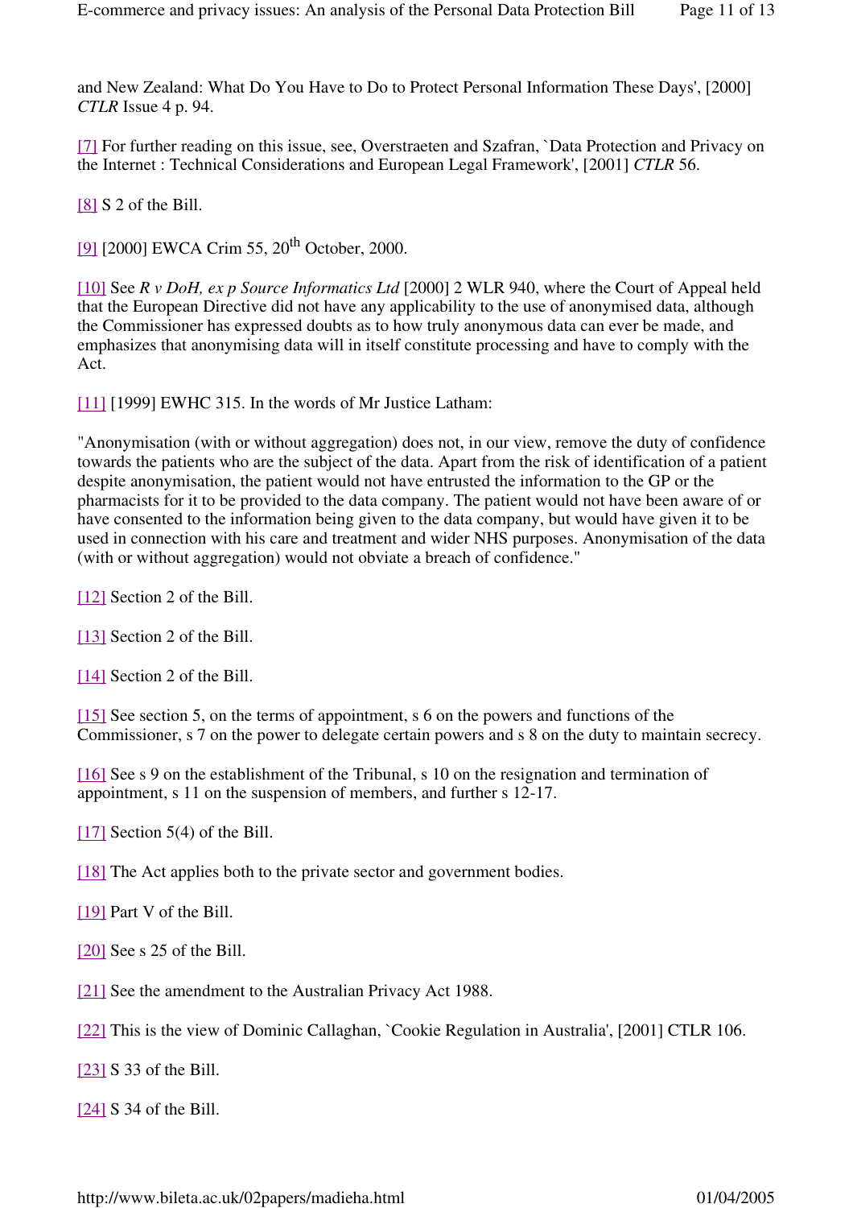and New Zealand: What Do You Have to Do to Protect Personal Information These Days', [2000] *CTLR* Issue 4 p. 94.

[7] For further reading on this issue, see, Overstraeten and Szafran, `Data Protection and Privacy on the Internet : Technical Considerations and European Legal Framework', [2001] *CTLR* 56.

[8] S 2 of the Bill.

[9] [2000] EWCA Crim 55, 20th October, 2000.

[10] See *R v DoH, ex p Source Informatics Ltd* [2000] 2 WLR 940, where the Court of Appeal held that the European Directive did not have any applicability to the use of anonymised data, although the Commissioner has expressed doubts as to how truly anonymous data can ever be made, and emphasizes that anonymising data will in itself constitute processing and have to comply with the Act.

[11] [1999] EWHC 315. In the words of Mr Justice Latham:

"Anonymisation (with or without aggregation) does not, in our view, remove the duty of confidence towards the patients who are the subject of the data. Apart from the risk of identification of a patient despite anonymisation, the patient would not have entrusted the information to the GP or the pharmacists for it to be provided to the data company. The patient would not have been aware of or have consented to the information being given to the data company, but would have given it to be used in connection with his care and treatment and wider NHS purposes. Anonymisation of the data (with or without aggregation) would not obviate a breach of confidence."

[12] Section 2 of the Bill.

[13] Section 2 of the Bill.

[14] Section 2 of the Bill.

[15] See section 5, on the terms of appointment, s 6 on the powers and functions of the Commissioner, s 7 on the power to delegate certain powers and s 8 on the duty to maintain secrecy.

[16] See s 9 on the establishment of the Tribunal, s 10 on the resignation and termination of appointment, s 11 on the suspension of members, and further s 12-17.

[17] Section 5(4) of the Bill.

[18] The Act applies both to the private sector and government bodies.

[19] Part V of the Bill.

[20] See s 25 of the Bill.

[21] See the amendment to the Australian Privacy Act 1988.

[22] This is the view of Dominic Callaghan, `Cookie Regulation in Australia', [2001] CTLR 106.

[23] S 33 of the Bill.

[24] S 34 of the Bill.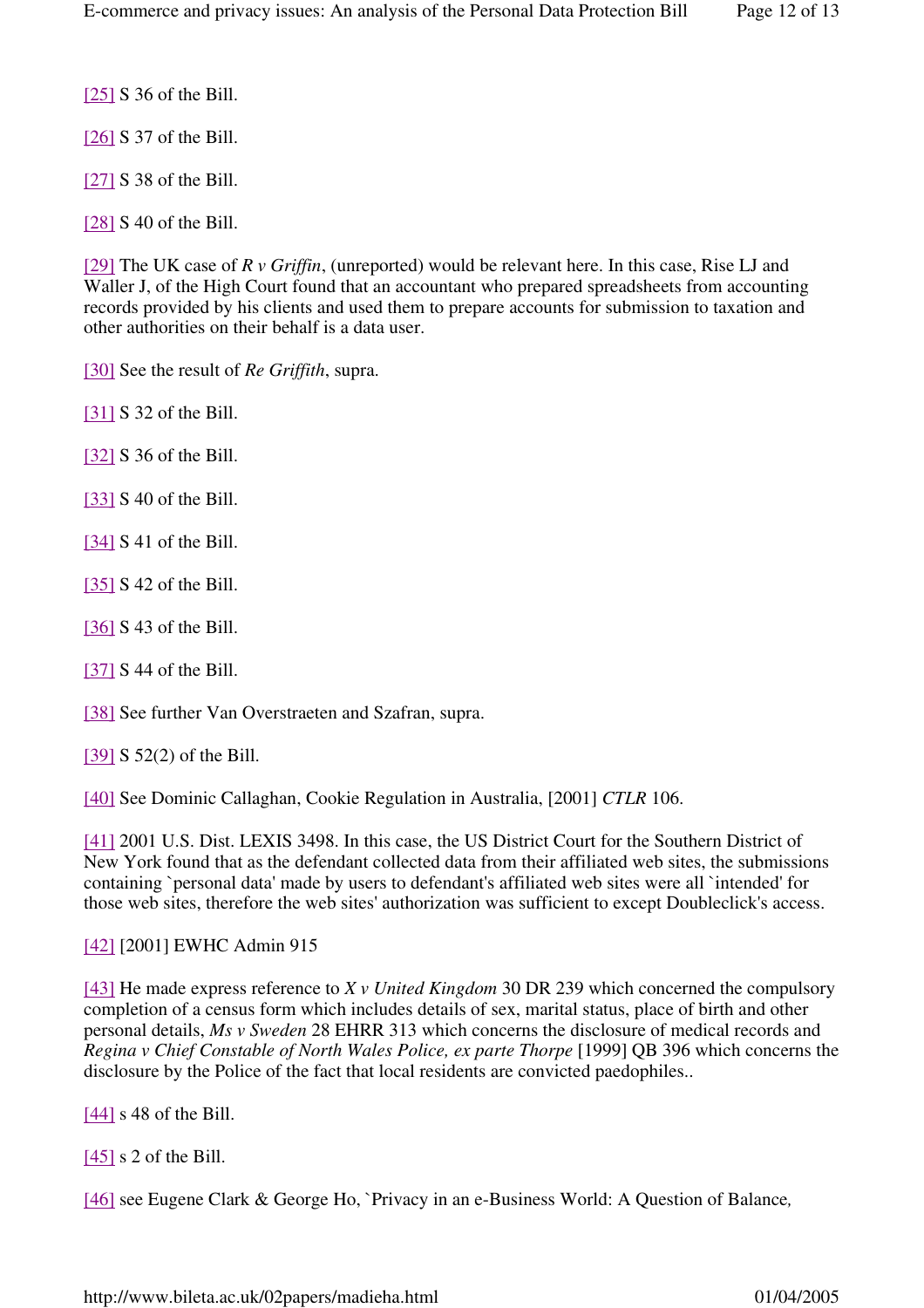[25] S 36 of the Bill.

[26] S 37 of the Bill.

[27] S 38 of the Bill.

[28] S 40 of the Bill.

[29] The UK case of *R v Griffin*, (unreported) would be relevant here. In this case, Rise LJ and Waller J, of the High Court found that an accountant who prepared spreadsheets from accounting records provided by his clients and used them to prepare accounts for submission to taxation and other authorities on their behalf is a data user.

[30] See the result of *Re Griffith*, supra.

[31] S 32 of the Bill.

[32] S 36 of the Bill.

[33] S 40 of the Bill.

[34] S 41 of the Bill.

[35] S 42 of the Bill.

[36] S 43 of the Bill.

[37] S 44 of the Bill.

[38] See further Van Overstraeten and Szafran, supra.

[39] S 52(2) of the Bill.

[40] See Dominic Callaghan, Cookie Regulation in Australia, [2001] *CTLR* 106.

[41] 2001 U.S. Dist. LEXIS 3498. In this case, the US District Court for the Southern District of New York found that as the defendant collected data from their affiliated web sites, the submissions containing `personal data' made by users to defendant's affiliated web sites were all `intended' for those web sites, therefore the web sites' authorization was sufficient to except Doubleclick's access.

[42] [2001] EWHC Admin 915

[43] He made express reference to *X v United Kingdom* 30 DR 239 which concerned the compulsory completion of a census form which includes details of sex, marital status, place of birth and other personal details, *Ms v Sweden* 28 EHRR 313 which concerns the disclosure of medical records and *Regina v Chief Constable of North Wales Police, ex parte Thorpe* [1999] QB 396 which concerns the disclosure by the Police of the fact that local residents are convicted paedophiles..

[44] s 48 of the Bill.

[45] s 2 of the Bill.

[46] see Eugene Clark & George Ho, `Privacy in an e-Business World: A Question of Balance*,*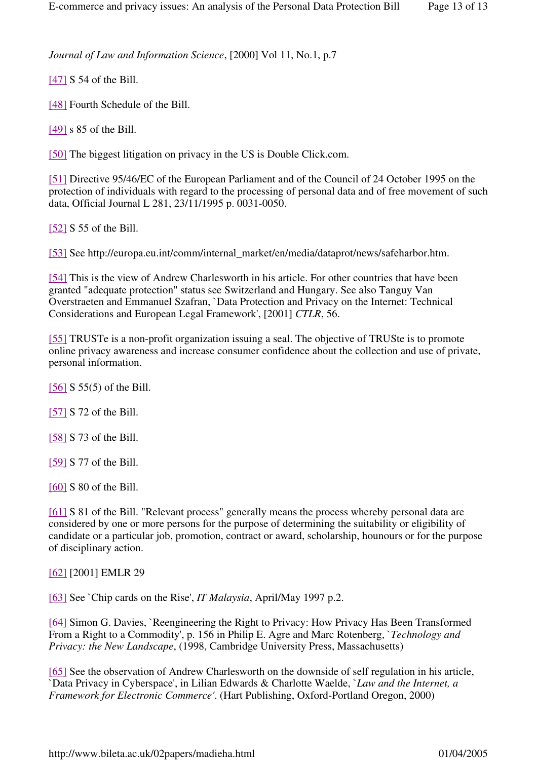*Journal of Law and Information Science*, [2000] Vol 11, No.1, p.7

[47] S 54 of the Bill.

[48] Fourth Schedule of the Bill.

[49] s 85 of the Bill.

[50] The biggest litigation on privacy in the US is Double Click.com.

[51] Directive 95/46/EC of the European Parliament and of the Council of 24 October 1995 on the protection of individuals with regard to the processing of personal data and of free movement of such data, Official Journal L 281, 23/11/1995 p. 0031-0050.

[52] S 55 of the Bill.

[53] See http://europa.eu.int/comm/internal_market/en/media/dataprot/news/safeharbor.htm.

[54] This is the view of Andrew Charlesworth in his article. For other countries that have been granted "adequate protection" status see Switzerland and Hungary. See also Tanguy Van Overstraeten and Emmanuel Szafran, `Data Protection and Privacy on the Internet: Technical Considerations and European Legal Framework', [2001] *CTLR*, 56.

[55] TRUSTe is a non-profit organization issuing a seal. The objective of TRUSte is to promote online privacy awareness and increase consumer confidence about the collection and use of private, personal information.

[56] S 55(5) of the Bill.

[57] S 72 of the Bill.

[58] S 73 of the Bill.

[59] S 77 of the Bill.

[60] S 80 of the Bill.

[61] S 81 of the Bill. "Relevant process" generally means the process whereby personal data are considered by one or more persons for the purpose of determining the suitability or eligibility of candidate or a particular job, promotion, contract or award, scholarship, hounours or for the purpose of disciplinary action.

[62] [2001] EMLR 29

[63] See `Chip cards on the Rise', *IT Malaysia*, April/May 1997 p.2.

[64] Simon G. Davies, `Reengineering the Right to Privacy: How Privacy Has Been Transformed From a Right to a Commodity', p. 156 in Philip E. Agre and Marc Rotenberg, `*Technology and Privacy: the New Landscape*, (1998, Cambridge University Press, Massachusetts)

[65] See the observation of Andrew Charlesworth on the downside of self regulation in his article, `Data Privacy in Cyberspace', in Lilian Edwards & Charlotte Waelde, `*Law and the Internet, a Framework for Electronic Commerce'*. (Hart Publishing, Oxford-Portland Oregon, 2000)